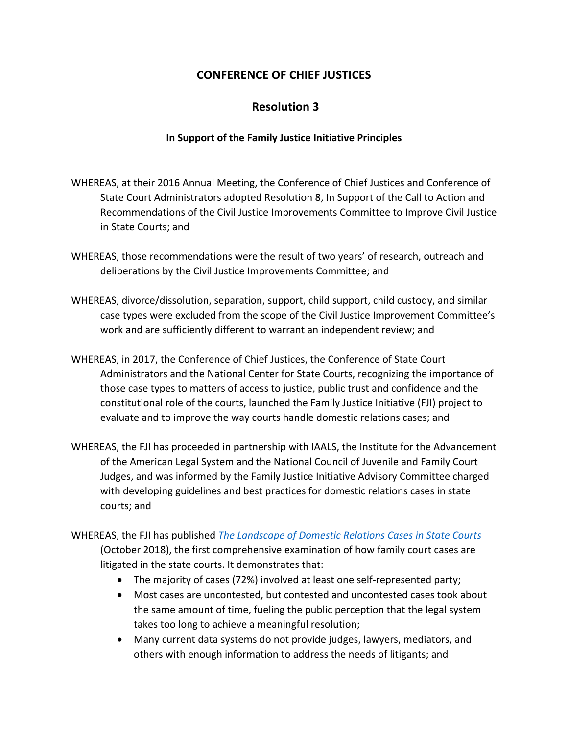# CONFERENCE OF CHIEF JUSTICES

## Resolution 3

### In Support of the Family Justice Initiative Principles

WHEREAS, at their 2016 Annual Meeting, the Conference of Chief Justices and Conference of State Court Administrators adopted Resolution 8, In Support of the Call to Action and Recommendations of the Civil Justice Improvements Committee to Improve Civil Justice in State Courts; and

WHEREAS, those recommendations were the result of two years' of research, outreach and deliberations by the Civil Justice Improvements Committee; and

WHEREAS, divorce/dissolution, separation, support, child support, child custody, and similar case types were excluded from the scope of the Civil Justice Improvement Committee's work and are sufficiently different to warrant an independent review; and

WHEREAS, in 2017, the Conference of Chief Justices, the Conference of State Court Administrators and the National Center for State Courts, recognizing the importance of those case types to matters of access to justice, public trust and confidence and the constitutional role of the courts, launched the Family Justice Initiative (FJI) project to evaluate and to improve the way courts handle domestic relations cases; and

WHEREAS, the FJI has proceeded in partnership with IAALS, the Institute for the Advancement of the American Legal System and the National Council of Juvenile and Family Court Judges, and was informed by the Family Justice Initiative Advisory Committee charged with developing guidelines and best practices for domestic relations cases in state courts; and

WHEREAS, the FJI has published *The Landscape of Domestic Relations Cases in State Courts* (October 2018), the first comprehensive examination of how family court cases are litigated in the state courts. It demonstrates that:

- The majority of cases (72%) involved at least one self-represented party;
- Most cases are uncontested, but contested and uncontested cases took about the same amount of time, fueling the public perception that the legal system takes too long to achieve a meaningful resolution;
- Many current data systems do not provide judges, lawyers, mediators, and others with enough information to address the needs of litigants; and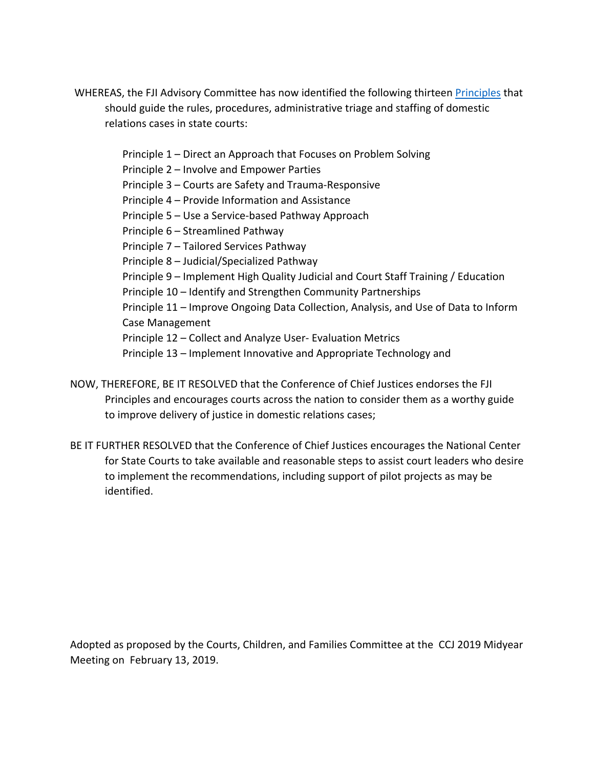WHEREAS, the FJI Advisory Committee has now identified the following thirteen Principles that should guide the rules, procedures, administrative triage and staffing of domestic relations cases in state courts:

Principle 1 – Direct an Approach that Focuses on Problem Solving
Principle 2 – Involve and Empower Parties
Principle 3 – Courts are Safety and Trauma-Responsive
Principle 4 – Provide Information and Assistance
Principle 5 – Use a Service-based Pathway Approach
Principle 6 – Streamlined Pathway
Principle 7 – Tailored Services Pathway
Principle 8 – Judicial/Specialized Pathway
Principle 9 – Implement High Quality Judicial and Court Staff Training / Education
Principle 10 – Identify and Strengthen Community Partnerships
Principle 11 – Improve Ongoing Data Collection, Analysis, and Use of Data to Inform Case Management
Principle 12 – Collect and Analyze User- Evaluation Metrics
Principle 13 – Implement Innovative and Appropriate Technology and

NOW, THEREFORE, BE IT RESOLVED that the Conference of Chief Justices endorses the FJI Principles and encourages courts across the nation to consider them as a worthy guide to improve delivery of justice in domestic relations cases;

BE IT FURTHER RESOLVED that the Conference of Chief Justices encourages the National Center for State Courts to take available and reasonable steps to assist court leaders who desire to implement the recommendations, including support of pilot projects as may be identified.

Adopted as proposed by the Courts, Children, and Families Committee at the CCJ 2019 Midyear Meeting on February 13, 2019.